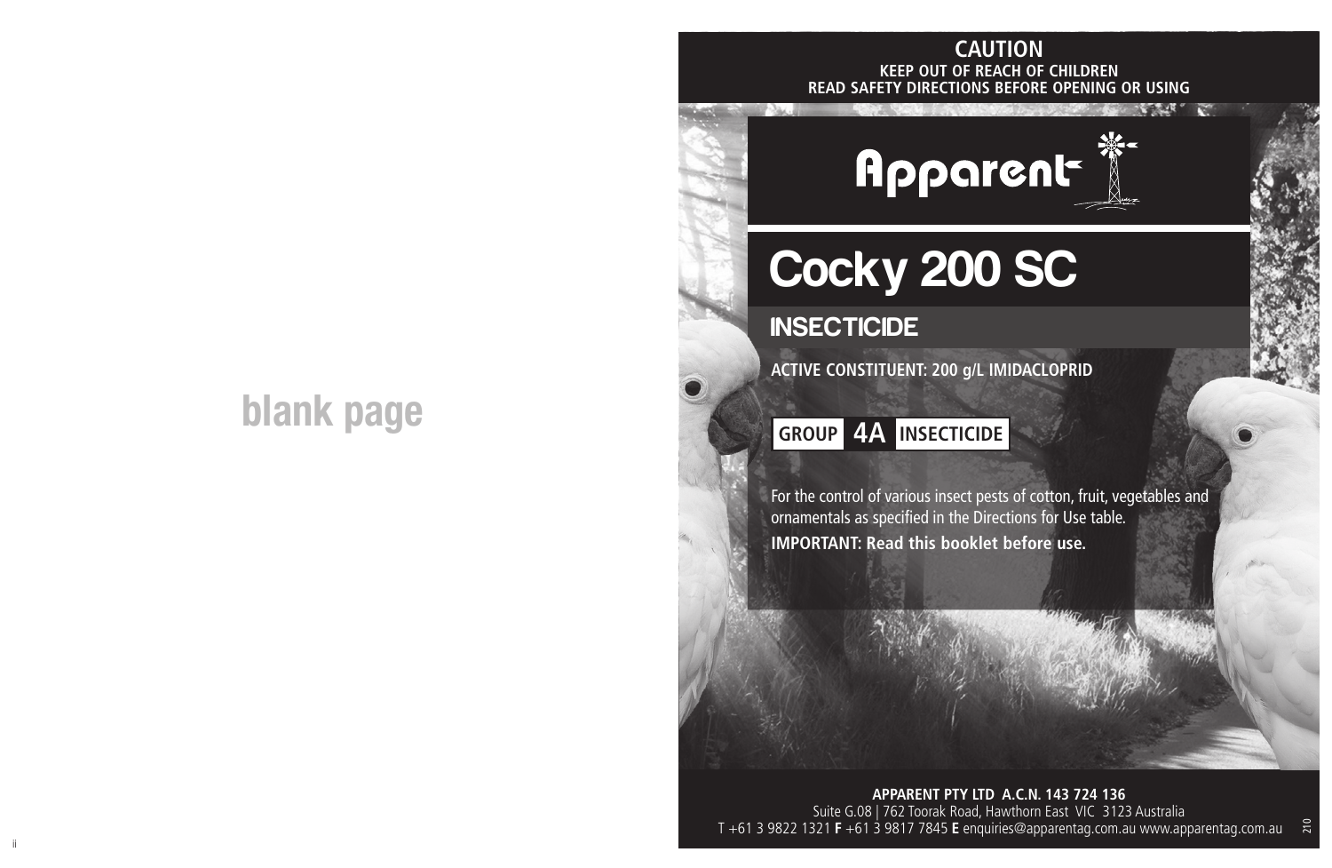blank page

**CAUTION**

**KEEP OUT OF REACH OF CHILDREN**

**READ SAFETY DIRECTIONS BEFORE OPENING OR USING**

Apparent

# Cocky 200 SC

## INSECTICIDE

**ACTIVE CONSTITUENT: 200 g/L IMIDACLOPRID**

**GROUP 4A INSECTICIDE**

For the control of various insect pests of cotton, fruit, vegetables and ornamentals as specified in the Directions for Use table.

**IMPORTANT: Read this booklet before use.**

**APPARENT PTY LTD A.C.N. 143 724 136**

Suite G.08 | 762 Toorak Road, Hawthorn East VIC 3123 Australia

T +61 3 9822 1321 **F** +61 3 9817 7845 **E** enquiries@apparentag.com.au www.apparentag.com.au

210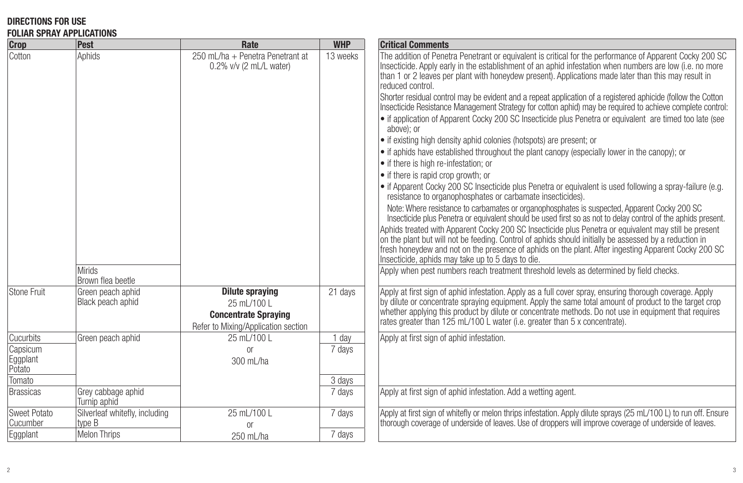## DIRECTIONS FOR USE

### FOLIAR SPRAY APPLICATIONS

| Crop | Pest | Rate | WHP | Critical Comments |
|---|---|---|---|---|
| Cotton | Aphids | 250 mL/ha + Penetra Penetrant at 0.2% v/v (2 mL/L water) | 13 weeks | The addition of Penetra Penetrant or equivalent is critical for the performance of Apparent Cocky 200 SC Insecticide. Apply early in the establishment of an aphid infestation when numbers are low (i.e. no more than 1 or 2 leaves per plant with honeydew present). Applications made later than this may result in reduced control.<br>Shorter residual control may be evident and a repeat application of a registered aphicide (follow the Cotton Insecticide Resistance Management Strategy for cotton aphid) may be required to achieve complete control:<br>• if application of Apparent Cocky 200 SC Insecticide plus Penetra or equivalent are timed too late (see above); or<br>• if existing high density aphid colonies (hotspots) are present; or<br>• if aphids have established throughout the plant canopy (especially lower in the canopy); or<br>• if there is high re-infestation; or<br>• if there is rapid crop growth; or<br>• if Apparent Cocky 200 SC Insecticide plus Penetra or equivalent is used following a spray-failure (e.g. resistance to organophosphates or carbamate insecticides).<br>Note: Where resistance to carbamates or organophosphates is suspected, Apparent Cocky 200 SC Insecticide plus Penetra or equivalent should be used first so as not to delay control of the aphids present.<br>Aphids treated with Apparent Cocky 200 SC Insecticide plus Penetra or equivalent may still be present on the plant but will not be feeding. Control of aphids should initially be assessed by a reduction in fresh honeydew and not on the presence of aphids on the plant. After ingesting Apparent Cocky 200 SC Insecticide, aphids may take up to 5 days to die. |
| | Mirids<br>Brown flea beetle | | | Apply when pest numbers reach treatment threshold levels as determined by field checks. |
| Stone Fruit | Green peach aphid<br>Black peach aphid | **Dilute spraying**<br>25 mL/100 L<br>**Concentrate Spraying**<br>Refer to Mixing/Application section | 21 days | Apply at first sign of aphid infestation. Apply as a full cover spray, ensuring thorough coverage. Apply by dilute or concentrate spraying equipment. Apply the same total amount of product to the target crop whether applying this product by dilute or concentrate methods. Do not use in equipment that requires rates greater than 125 mL/100 L water (i.e. greater than 5 x concentrate). |
| Cucurbits | Green peach aphid | 25 mL/100 L<br>or<br>300 mL/ha | 1 day | Apply at first sign of aphid infestation. |
| Capsicum<br>Eggplant<br>Potato | | | 7 days | |
| Tomato | | | 3 days | |
| Brassicas | Grey cabbage aphid<br>Turnip aphid | | 7 days | Apply at first sign of aphid infestation. Add a wetting agent. |
| Sweet Potato<br>Cucumber | Silverleaf whitefly, including type B | 25 mL/100 L<br>or<br>250 mL/ha | 7 days | Apply at first sign of whitefly or melon thrips infestation. Apply dilute sprays (25 mL/100 L) to run off. Ensure thorough coverage of underside of leaves. Use of droppers will improve coverage of underside of leaves. |
| Eggplant | Melon Thrips | | 7 days | |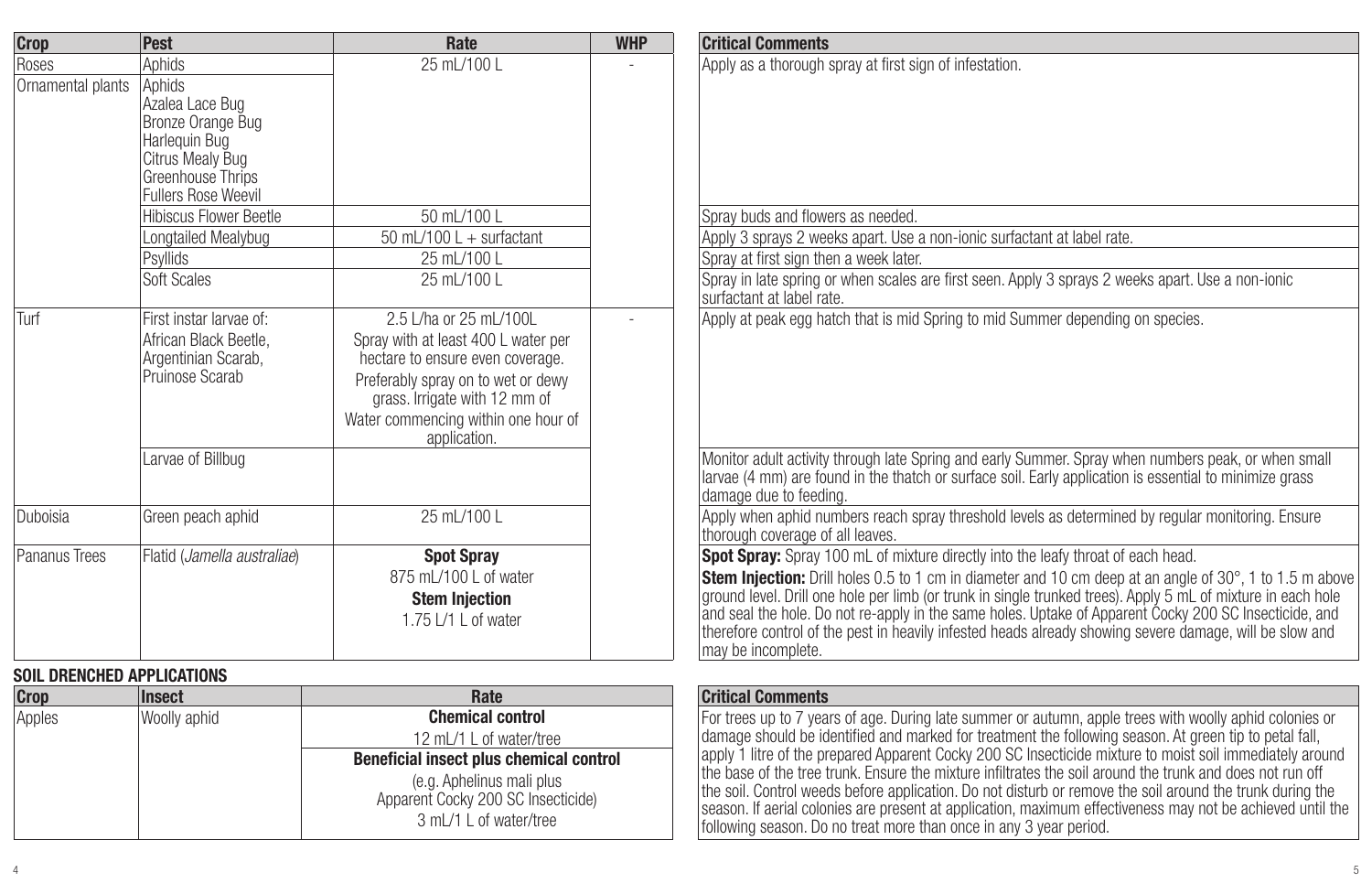| Crop | Pest | Rate | WHP | Critical Comments |
| --- | --- | --- | --- | --- |
| Roses | Aphids | 25 mL/100 L | - | Apply as a thorough spray at first sign of infestation. |
| Ornamental plants | Aphids<br>Azalea Lace Bug<br>Bronze Orange Bug<br>Harlequin Bug<br>Citrus Mealy Bug<br>Greenhouse Thrips<br>Fullers Rose Weevil | | | |
| | Hibiscus Flower Beetle | 50 mL/100 L | | Spray buds and flowers as needed. |
| | Longtailed Mealybug | 50 mL/100 L + surfactant | | Apply 3 sprays 2 weeks apart. Use a non-ionic surfactant at label rate. |
| | Psyllids | 25 mL/100 L | | Spray at first sign then a week later. |
| | Soft Scales | 25 mL/100 L | | Spray in late spring or when scales are first seen. Apply 3 sprays 2 weeks apart. Use a non-ionic surfactant at label rate. |
| Turf | First instar larvae of:<br>African Black Beetle,<br>Argentinian Scarab,<br>Pruinose Scarab | 2.5 L/ha or 25 mL/100L<br>Spray with at least 400 L water per hectare to ensure even coverage.<br>Preferably spray on to wet or dewy grass. Irrigate with 12 mm of Water commencing within one hour of application. | - | Apply at peak egg hatch that is mid Spring to mid Summer depending on species. |
| | Larvae of Billbug | | | Monitor adult activity through late Spring and early Summer. Spray when numbers peak, or when small larvae (4 mm) are found in the thatch or surface soil. Early application is essential to minimize grass damage due to feeding. |
| Duboisia | Green peach aphid | 25 mL/100 L | | Apply when aphid numbers reach spray threshold levels as determined by regular monitoring. Ensure thorough coverage of all leaves. |
| Pananus Trees | Flatid (*Jamella australiae*) | **Spot Spray**<br>875 mL/100 L of water<br>**Stem Injection**<br>1.75 L/1 L of water | | **Spot Spray:** Spray 100 mL of mixture directly into the leafy throat of each head.<br>**Stem Injection:** Drill holes 0.5 to 1 cm in diameter and 10 cm deep at an angle of 30°, 1 to 1.5 m above ground level. Drill one hole per limb (or trunk in single trunked trees). Apply 5 mL of mixture in each hole and seal the hole. Do not re-apply in the same holes. Uptake of Apparent Cocky 200 SC Insecticide, and therefore control of the pest in heavily infested heads already showing severe damage, will be slow and may be incomplete. |

## SOIL DRENCHED APPLICATIONS

| Crop | Insect | Rate | Critical Comments |
| --- | --- | --- | --- |
| Apples | Woolly aphid | **Chemical control**<br>12 mL/1 L of water/tree<br>**Beneficial insect plus chemical control**<br>(e.g. Aphelinus mali plus Apparent Cocky 200 SC Insecticide)<br>3 mL/1 L of water/tree | For trees up to 7 years of age. During late summer or autumn, apple trees with woolly aphid colonies or damage should be identified and marked for treatment the following season. At green tip to petal fall, apply 1 litre of the prepared Apparent Cocky 200 SC Insecticide mixture to moist soil immediately around the base of the tree trunk. Ensure the mixture infiltrates the soil around the trunk and does not run off the soil. Control weeds before application. Do not disturb or remove the soil around the trunk during the season. If aerial colonies are present at application, maximum effectiveness may not be achieved until the following season. Do not treat more than once in any 3 year period. |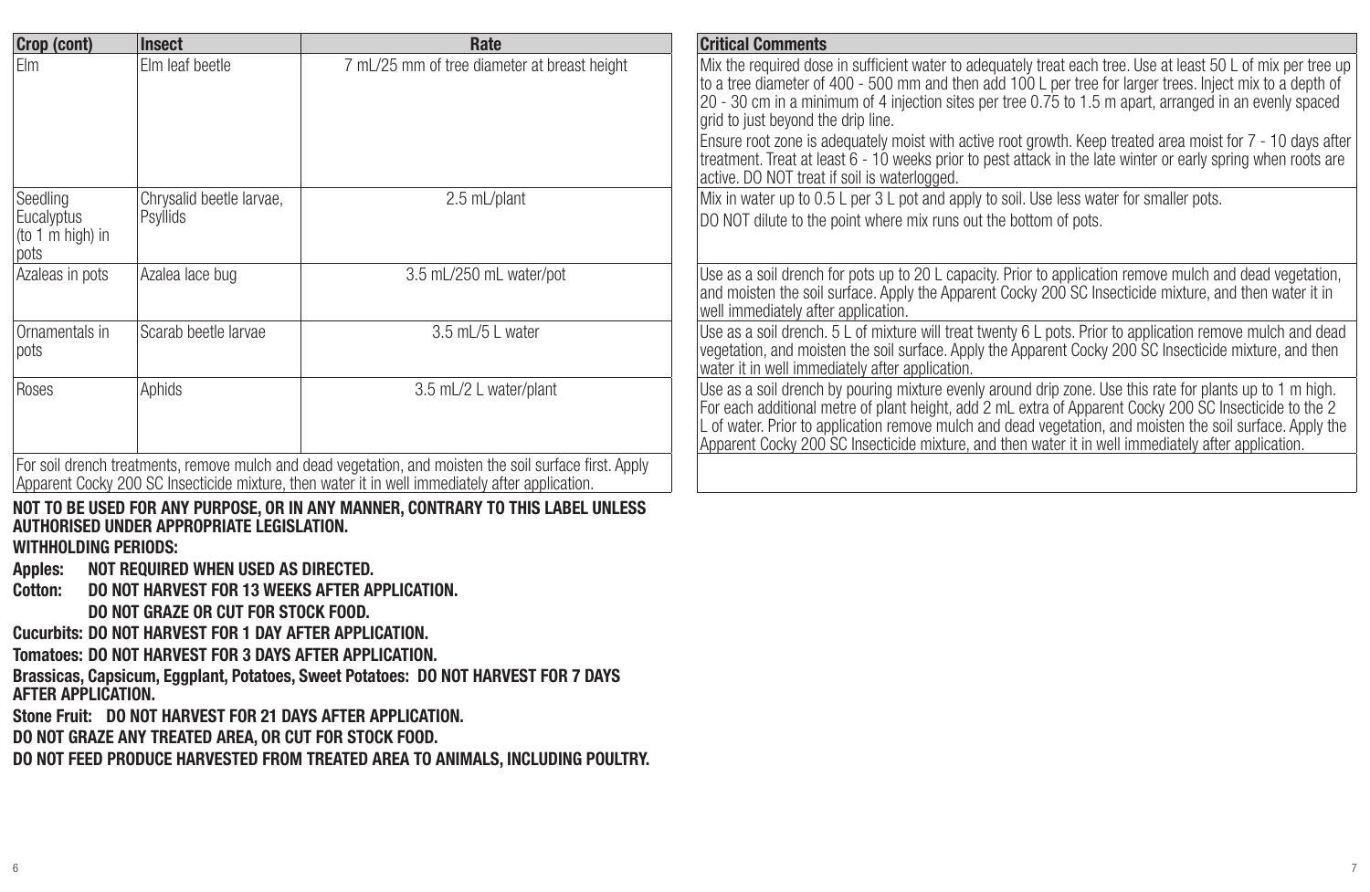| Crop (cont) | Insect | Rate | Critical Comments |
|---|---|---|---|
| Elm | Elm leaf beetle | 7 mL/25 mm of tree diameter at breast height | Mix the required dose in sufficient water to adequately treat each tree. Use at least 50 L of mix per tree up to a tree diameter of 400 - 500 mm and then add 100 L per tree for larger trees. Inject mix to a depth of 20 - 30 cm in a minimum of 4 injection sites per tree 0.75 to 1.5 m apart, arranged in an evenly spaced grid to just beyond the drip line.<br>Ensure root zone is adequately moist with active root growth. Keep treated area moist for 7 - 10 days after treatment. Treat at least 6 - 10 weeks prior to pest attack in the late winter or early spring when roots are active. DO NOT treat if soil is waterlogged. |
| Seedling Eucalyptus (to 1 m high) in pots | Chrysalid beetle larvae, Psyllids | 2.5 mL/plant | Mix in water up to 0.5 L per 3 L pot and apply to soil. Use less water for smaller pots.<br>DO NOT dilute to the point where mix runs out the bottom of pots. |
| Azaleas in pots | Azalea lace bug | 3.5 mL/250 mL water/pot | Use as a soil drench for pots up to 20 L capacity. Prior to application remove mulch and dead vegetation, and moisten the soil surface. Apply the Apparent Cocky 200 SC Insecticide mixture, and then water it in well immediately after application. |
| Ornamentals in pots | Scarab beetle larvae | 3.5 mL/5 L water | Use as a soil drench. 5 L of mixture will treat twenty 6 L pots. Prior to application remove mulch and dead vegetation, and moisten the soil surface. Apply the Apparent Cocky 200 SC Insecticide mixture, and then water it in well immediately after application. |
| Roses | Aphids | 3.5 mL/2 L water/plant | Use as a soil drench by pouring mixture evenly around drip zone. Use this rate for plants up to 1 m high. For each additional metre of plant height, add 2 mL extra of Apparent Cocky 200 SC Insecticide to the 2 L of water. Prior to application remove mulch and dead vegetation, and moisten the soil surface. Apply the Apparent Cocky 200 SC Insecticide mixture, and then water it in well immediately after application. |
| For soil drench treatments, remove mulch and dead vegetation, and moisten the soil surface first. Apply Apparent Cocky 200 SC Insecticide mixture, then water it in well immediately after application. | | | |

**NOT TO BE USED FOR ANY PURPOSE, OR IN ANY MANNER, CONTRARY TO THIS LABEL UNLESS AUTHORISED UNDER APPROPRIATE LEGISLATION.**

**WITHHOLDING PERIODS:**

**Apples: NOT REQUIRED WHEN USED AS DIRECTED.**

**Cotton: DO NOT HARVEST FOR 13 WEEKS AFTER APPLICATION.**
**DO NOT GRAZE OR CUT FOR STOCK FOOD.**

**Cucurbits: DO NOT HARVEST FOR 1 DAY AFTER APPLICATION.**

**Tomatoes: DO NOT HARVEST FOR 3 DAYS AFTER APPLICATION.**

**Brassicas, Capsicum, Eggplant, Potatoes, Sweet Potatoes: DO NOT HARVEST FOR 7 DAYS AFTER APPLICATION.**

**Stone Fruit: DO NOT HARVEST FOR 21 DAYS AFTER APPLICATION.**

**DO NOT GRAZE ANY TREATED AREA, OR CUT FOR STOCK FOOD.**

**DO NOT FEED PRODUCE HARVESTED FROM TREATED AREA TO ANIMALS, INCLUDING POULTRY.**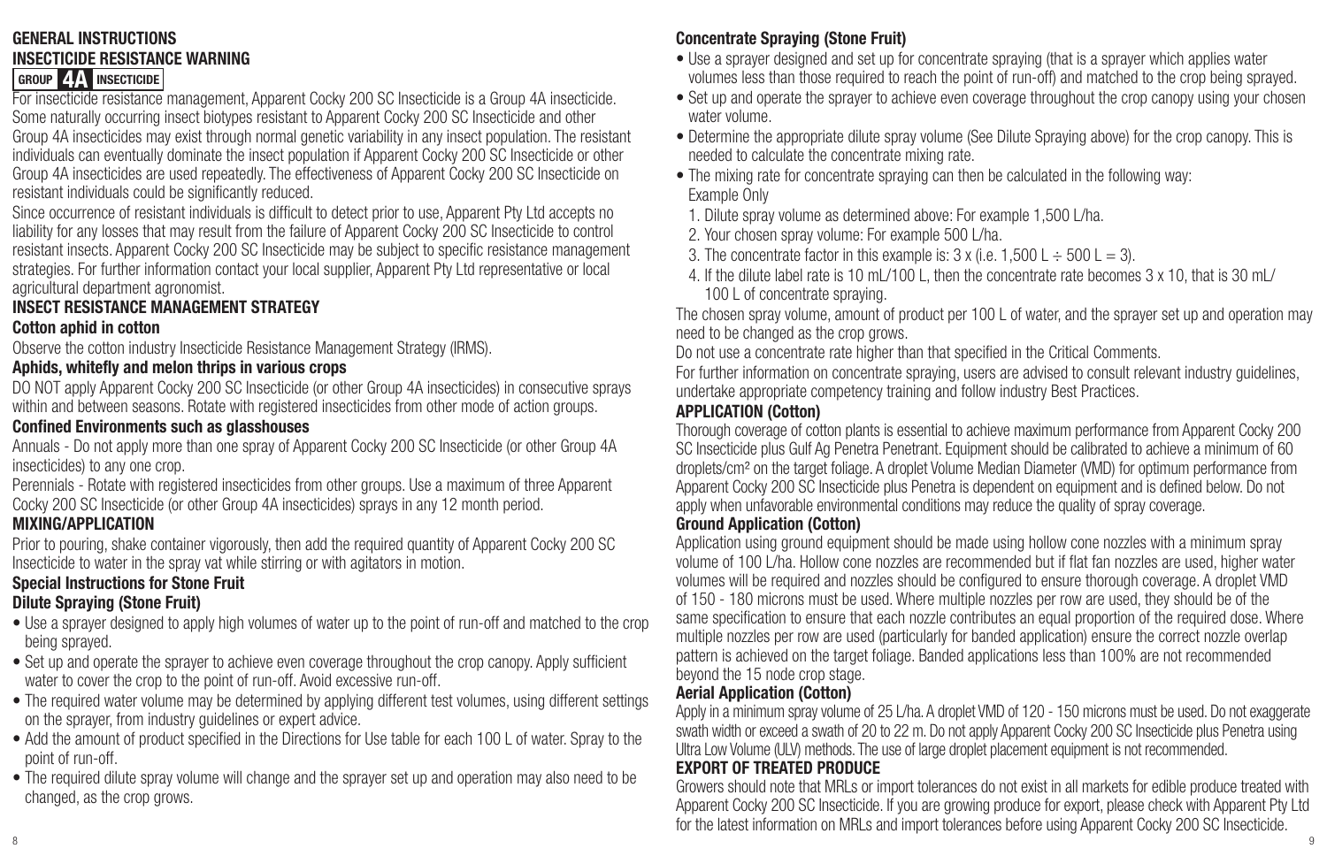## GENERAL INSTRUCTIONS

## INSECTICIDE RESISTANCE WARNING

**GROUP 4A INSECTICIDE**

For insecticide resistance management, Apparent Cocky 200 SC Insecticide is a Group 4A insecticide. Some naturally occurring insect biotypes resistant to Apparent Cocky 200 SC Insecticide and other Group 4A insecticides may exist through normal genetic variability in any insect population. The resistant individuals can eventually dominate the insect population if Apparent Cocky 200 SC Insecticide or other Group 4A insecticides are used repeatedly. The effectiveness of Apparent Cocky 200 SC Insecticide on resistant individuals could be significantly reduced.

Since occurrence of resistant individuals is difficult to detect prior to use, Apparent Pty Ltd accepts no liability for any losses that may result from the failure of Apparent Cocky 200 SC Insecticide to control resistant insects. Apparent Cocky 200 SC Insecticide may be subject to specific resistance management strategies. For further information contact your local supplier, Apparent Pty Ltd representative or local agricultural department agronomist.

## INSECT RESISTANCE MANAGEMENT STRATEGY

### Cotton aphid in cotton

Observe the cotton industry Insecticide Resistance Management Strategy (IRMS).

### Aphids, whitefly and melon thrips in various crops

DO NOT apply Apparent Cocky 200 SC Insecticide (or other Group 4A insecticides) in consecutive sprays within and between seasons. Rotate with registered insecticides from other mode of action groups.

### Confined Environments such as glasshouses

Annuals - Do not apply more than one spray of Apparent Cocky 200 SC Insecticide (or other Group 4A insecticides) to any one crop.

Perennials - Rotate with registered insecticides from other groups. Use a maximum of three Apparent Cocky 200 SC Insecticide (or other Group 4A insecticides) sprays in any 12 month period.

## MIXING/APPLICATION

Prior to pouring, shake container vigorously, then add the required quantity of Apparent Cocky 200 SC Insecticide to water in the spray vat while stirring or with agitators in motion.

### Special Instructions for Stone Fruit

### Dilute Spraying (Stone Fruit)

- Use a sprayer designed to apply high volumes of water up to the point of run-off and matched to the crop being sprayed.
- Set up and operate the sprayer to achieve even coverage throughout the crop canopy. Apply sufficient water to cover the crop to the point of run-off. Avoid excessive run-off.
- The required water volume may be determined by applying different test volumes, using different settings on the sprayer, from industry guidelines or expert advice.
- Add the amount of product specified in the Directions for Use table for each 100 L of water. Spray to the point of run-off.
- The required dilute spray volume will change and the sprayer set up and operation may also need to be changed, as the crop grows.

### Concentrate Spraying (Stone Fruit)

- Use a sprayer designed and set up for concentrate spraying (that is a sprayer which applies water volumes less than those required to reach the point of run-off) and matched to the crop being sprayed.
- Set up and operate the sprayer to achieve even coverage throughout the crop canopy using your chosen water volume.
- Determine the appropriate dilute spray volume (See Dilute Spraying above) for the crop canopy. This is needed to calculate the concentrate mixing rate.
- The mixing rate for concentrate spraying can then be calculated in the following way:
  Example Only
  1. Dilute spray volume as determined above: For example 1,500 L/ha.
  2. Your chosen spray volume: For example 500 L/ha.
  3. The concentrate factor in this example is: 3 x (i.e. 1,500 L ÷ 500 L = 3).
  4. If the dilute label rate is 10 mL/100 L, then the concentrate rate becomes 3 x 10, that is 30 mL/100 L of concentrate spraying.

The chosen spray volume, amount of product per 100 L of water, and the sprayer set up and operation may need to be changed as the crop grows.

Do not use a concentrate rate higher than that specified in the Critical Comments.

For further information on concentrate spraying, users are advised to consult relevant industry guidelines, undertake appropriate competency training and follow industry Best Practices.

## APPLICATION (Cotton)

Thorough coverage of cotton plants is essential to achieve maximum performance from Apparent Cocky 200 SC Insecticide plus Gulf Ag Penetra Penetrant. Equipment should be calibrated to achieve a minimum of 60 droplets/cm² on the target foliage. A droplet Volume Median Diameter (VMD) for optimum performance from Apparent Cocky 200 SC Insecticide plus Penetra is dependent on equipment and is defined below. Do not apply when unfavorable environmental conditions may reduce the quality of spray coverage.

### Ground Application (Cotton)

Application using ground equipment should be made using hollow cone nozzles with a minimum spray volume of 100 L/ha. Hollow cone nozzles are recommended but if flat fan nozzles are used, higher water volumes will be required and nozzles should be configured to ensure thorough coverage. A droplet VMD of 150 - 180 microns must be used. Where multiple nozzles per row are used, they should be of the same specification to ensure that each nozzle contributes an equal proportion of the required dose. Where multiple nozzles per row are used (particularly for banded application) ensure the correct nozzle overlap pattern is achieved on the target foliage. Banded applications less than 100% are not recommended beyond the 15 node crop stage.

### Aerial Application (Cotton)

Apply in a minimum spray volume of 25 L/ha. A droplet VMD of 120 - 150 microns must be used. Do not exaggerate swath width or exceed a swath of 20 to 22 m. Do not apply Apparent Cocky 200 SC Insecticide plus Penetra using Ultra Low Volume (ULV) methods. The use of large droplet placement equipment is not recommended.

## EXPORT OF TREATED PRODUCE

Growers should note that MRLs or import tolerances do not exist in all markets for edible produce treated with Apparent Cocky 200 SC Insecticide. If you are growing produce for export, please check with Apparent Pty Ltd for the latest information on MRLs and import tolerances before using Apparent Cocky 200 SC Insecticide.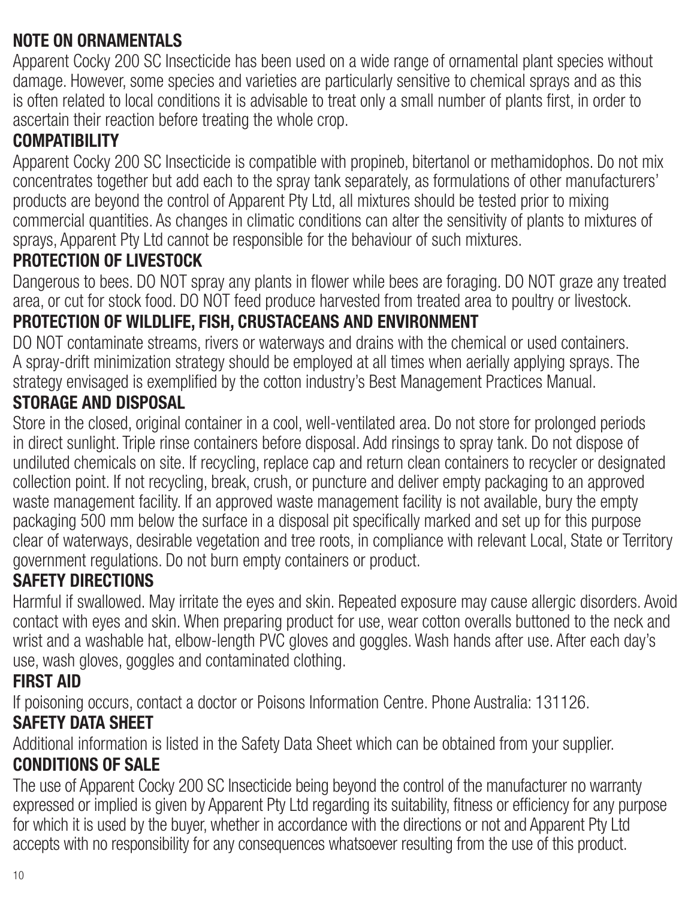## NOTE ON ORNAMENTALS

Apparent Cocky 200 SC Insecticide has been used on a wide range of ornamental plant species without damage. However, some species and varieties are particularly sensitive to chemical sprays and as this is often related to local conditions it is advisable to treat only a small number of plants first, in order to ascertain their reaction before treating the whole crop.

## COMPATIBILITY

Apparent Cocky 200 SC Insecticide is compatible with propineb, bitertanol or methamidophos. Do not mix concentrates together but add each to the spray tank separately, as formulations of other manufacturers' products are beyond the control of Apparent Pty Ltd, all mixtures should be tested prior to mixing commercial quantities. As changes in climatic conditions can alter the sensitivity of plants to mixtures of sprays, Apparent Pty Ltd cannot be responsible for the behaviour of such mixtures.

## PROTECTION OF LIVESTOCK

Dangerous to bees. DO NOT spray any plants in flower while bees are foraging. DO NOT graze any treated area, or cut for stock food. DO NOT feed produce harvested from treated area to poultry or livestock.

## PROTECTION OF WILDLIFE, FISH, CRUSTACEANS AND ENVIRONMENT

DO NOT contaminate streams, rivers or waterways and drains with the chemical or used containers. A spray-drift minimization strategy should be employed at all times when aerially applying sprays. The strategy envisaged is exemplified by the cotton industry's Best Management Practices Manual.

## STORAGE AND DISPOSAL

Store in the closed, original container in a cool, well-ventilated area. Do not store for prolonged periods in direct sunlight. Triple rinse containers before disposal. Add rinsings to spray tank. Do not dispose of undiluted chemicals on site. If recycling, replace cap and return clean containers to recycler or designated collection point. If not recycling, break, crush, or puncture and deliver empty packaging to an approved waste management facility. If an approved waste management facility is not available, bury the empty packaging 500 mm below the surface in a disposal pit specifically marked and set up for this purpose clear of waterways, desirable vegetation and tree roots, in compliance with relevant Local, State or Territory government regulations. Do not burn empty containers or product.

## SAFETY DIRECTIONS

Harmful if swallowed. May irritate the eyes and skin. Repeated exposure may cause allergic disorders. Avoid contact with eyes and skin. When preparing product for use, wear cotton overalls buttoned to the neck and wrist and a washable hat, elbow-length PVC gloves and goggles. Wash hands after use. After each day's use, wash gloves, goggles and contaminated clothing.

## FIRST AID

If poisoning occurs, contact a doctor or Poisons Information Centre. Phone Australia: 131126.

## SAFETY DATA SHEET

Additional information is listed in the Safety Data Sheet which can be obtained from your supplier.

## CONDITIONS OF SALE

The use of Apparent Cocky 200 SC Insecticide being beyond the control of the manufacturer no warranty expressed or implied is given by Apparent Pty Ltd regarding its suitability, fitness or efficiency for any purpose for which it is used by the buyer, whether in accordance with the directions or not and Apparent Pty Ltd accepts with no responsibility for any consequences whatsoever resulting from the use of this product.